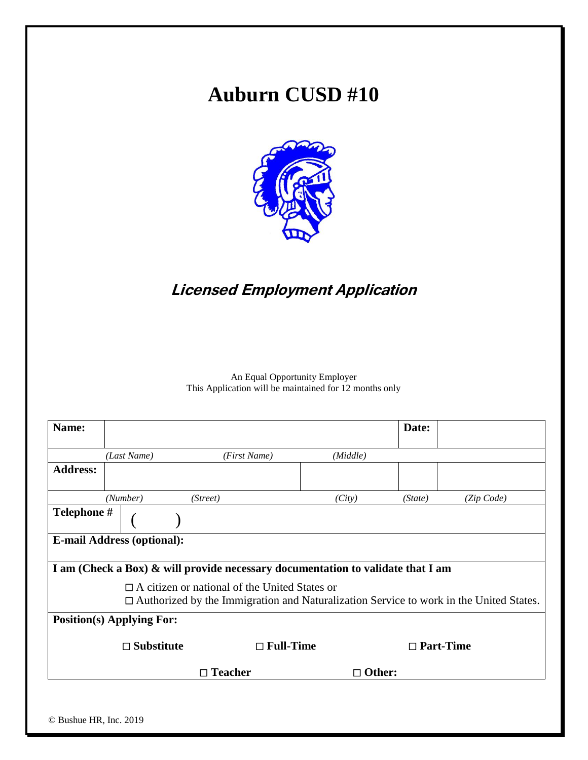# Auburn CUSD #10

## *Licensed Employment Application*

An Equal Opportunity Employer
This Application will be maintained for 12 months only

| **Name:** | | | | **Date:** | |
|---|---|---|---|---|---|
| | *(Last Name)* | *(First Name)* | *(Middle)* | | |
| **Address:** | | | | | |
| | *(Number)* | *(Street)* | *(City)* | *(State)* | *(Zip Code)* |
| **Telephone #** | ( ) | | | | |
| **E-mail Address (optional):** | | | | | |

**I am (Check a Box) & will provide necessary documentation to validate that I am**

□ A citizen or national of the United States or
□ Authorized by the Immigration and Naturalization Service to work in the United States.

**Position(s) Applying For:**

□ **Substitute** □ **Full-Time** □ **Part-Time**

□ **Teacher** □ **Other:**

© Bushue HR, Inc. 2019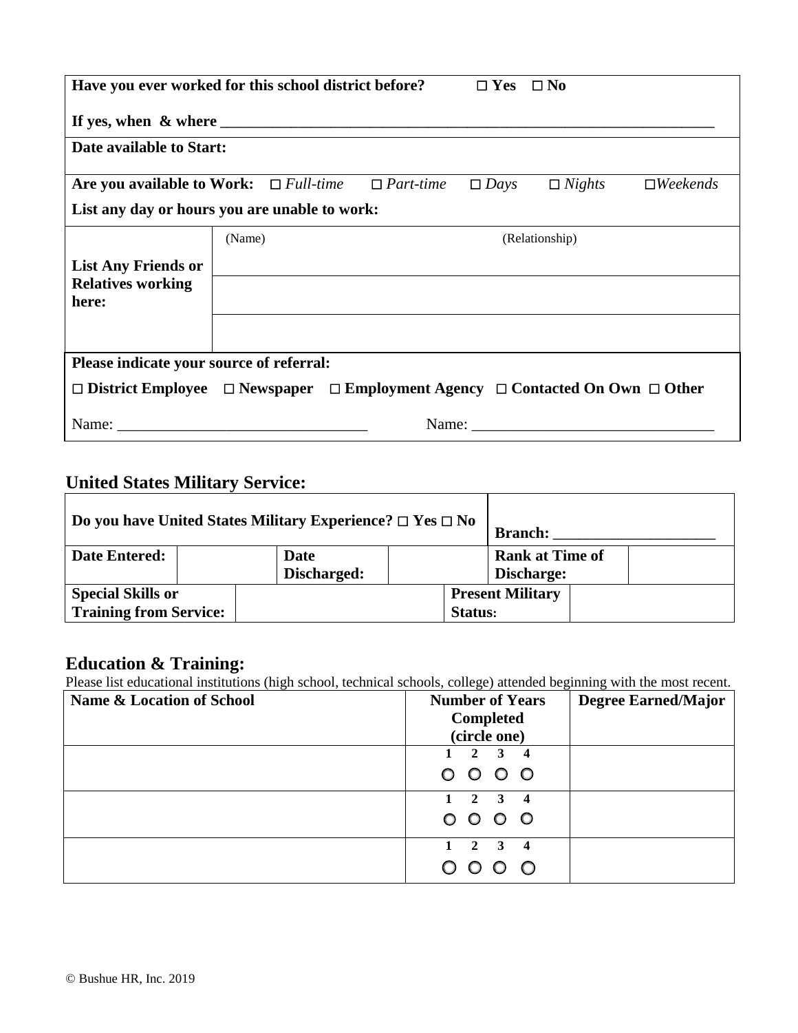| **Have you ever worked for this school district before?** ☐ **Yes** ☐ **No** | | |
|---|---|---|
| **If yes, when & where** ________________________________________________________________ | | |
| **Date available to Start:** | | |
| **Are you available to Work:** ☐ *Full-time* ☐ *Part-time* ☐ *Days* ☐ *Nights* ☐*Weekends*<br>**List any day or hours you are unable to work:** | | |
| **List Any Friends or Relatives working here:** | (Name) | (Relationship) |
| | | |
| | | |
| **Please indicate your source of referral:**<br>☐ **District Employee** ☐ **Newspaper** ☐ **Employment Agency** ☐ **Contacted On Own** ☐ **Other**<br>Name: ______________________________ Name: ______________________________ | | |

## United States Military Service:

| **Do you have United States Military Experience?** ☐ **Yes** ☐ **No** | | | | **Branch:** ____________________ | |
|---|---|---|---|---|---|
| **Date Entered:** | | **Date Discharged:** | | **Rank at Time of Discharge:** | |
| **Special Skills or Training from Service:** | | | | **Present Military Status:** | |

## Education & Training:

Please list educational institutions (high school, technical schools, college) attended beginning with the most recent.

| Name & Location of School | Number of Years Completed (circle one) | Degree Earned/Major |
|---|---|---|
| | 1 ○ 2 ○ 3 ○ 4 ○ | |
| | 1 ○ 2 ○ 3 ○ 4 ○ | |
| | 1 ○ 2 ○ 3 ○ 4 ○ | |

© Bushue HR, Inc. 2019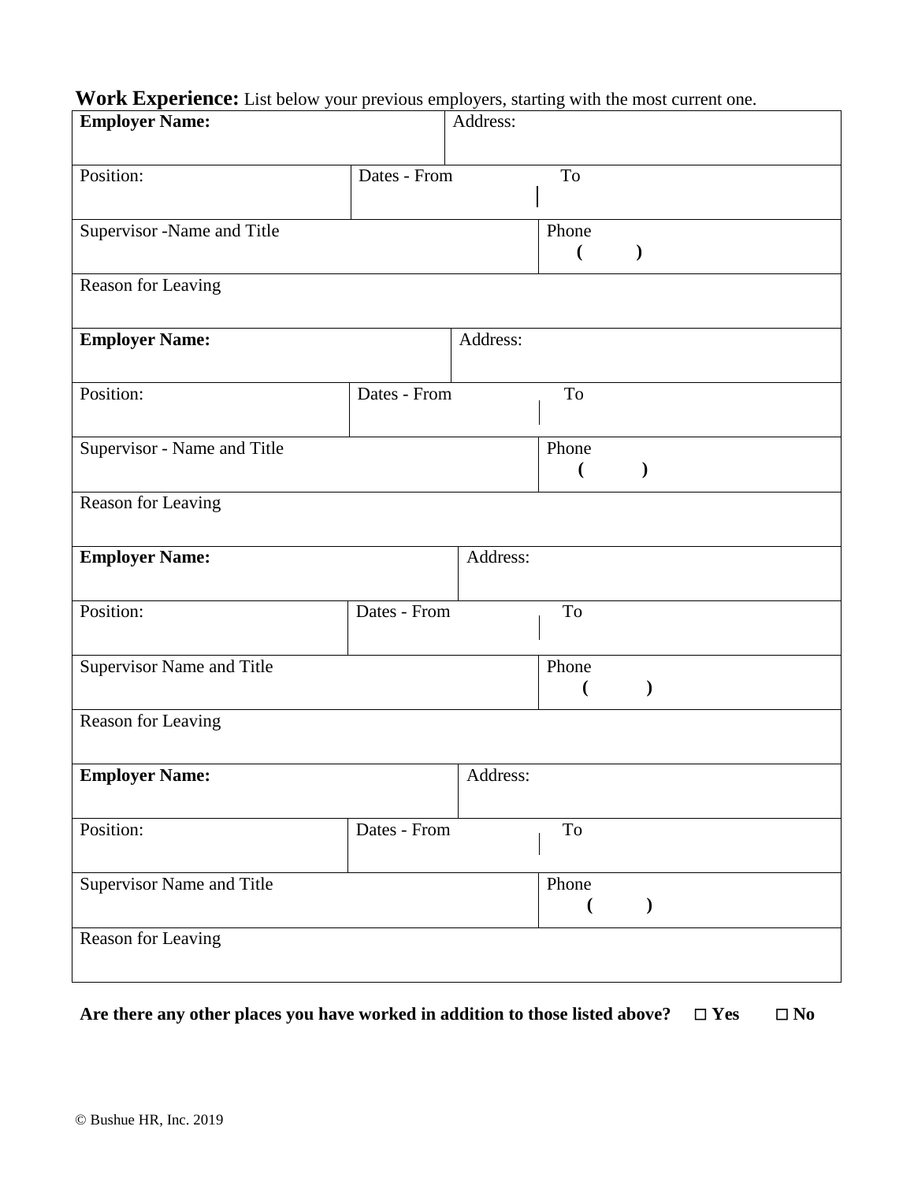**Work Experience:** List below your previous employers, starting with the most current one.

| **Employer Name:** | | Address: | |
|---|---|---|---|
| Position: | Dates - From | To | |
| Supervisor -Name and Title | | | Phone ( ) |
| Reason for Leaving | | | |
| **Employer Name:** | | Address: | |
| Position: | Dates - From | To | |
| Supervisor - Name and Title | | | Phone ( ) |
| Reason for Leaving | | | |
| **Employer Name:** | | Address: | |
| Position: | Dates - From | To | |
| Supervisor Name and Title | | | Phone ( ) |
| Reason for Leaving | | | |
| **Employer Name:** | | Address: | |
| Position: | Dates - From | To | |
| Supervisor Name and Title | | | Phone ( ) |
| Reason for Leaving | | | |

**Are there any other places you have worked in addition to those listed above? ☐ Yes ☐ No**

© Bushue HR, Inc. 2019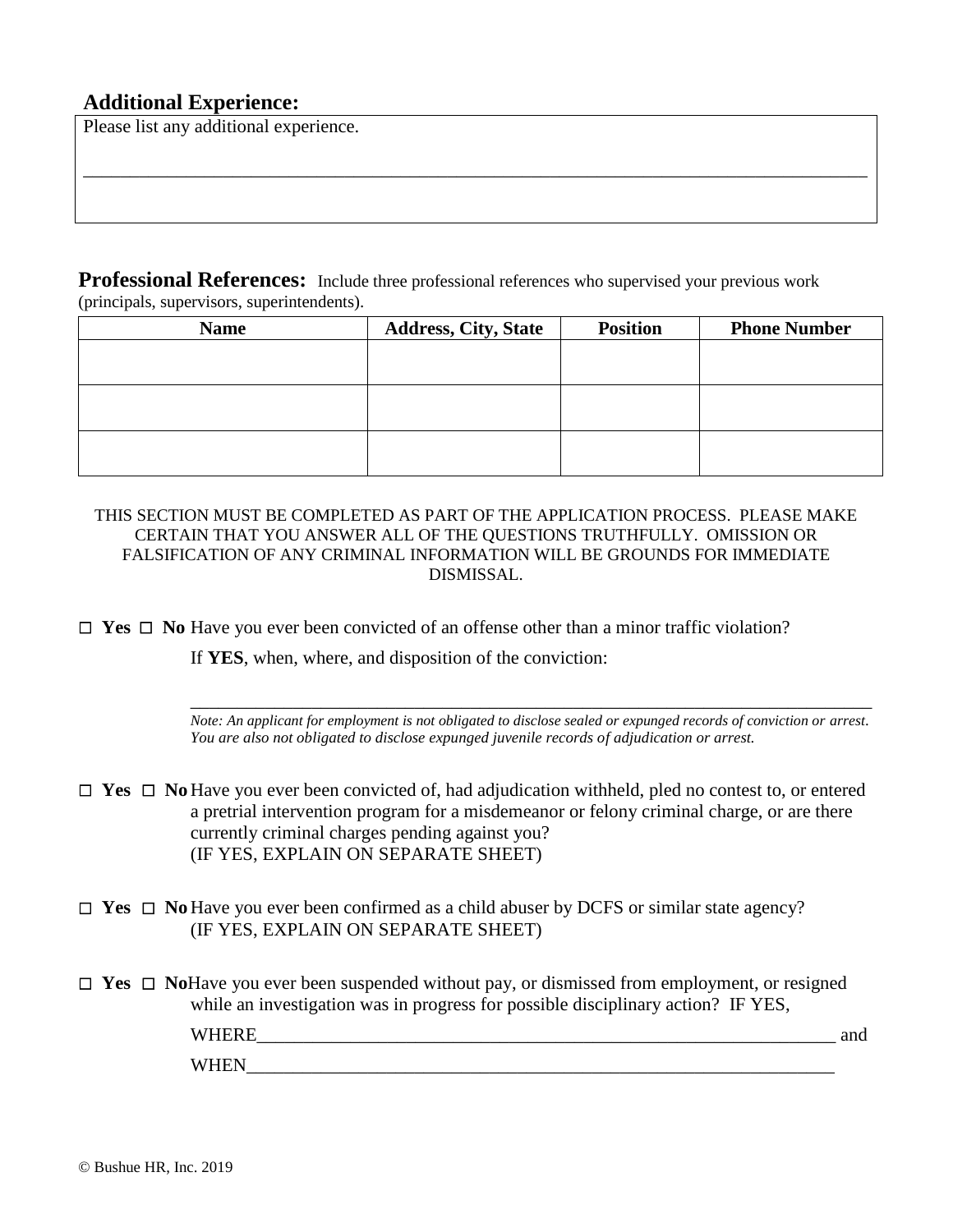## Additional Experience:

Please list any additional experience.

_______________________________________________________________________________________

## Professional References:

Include three professional references who supervised your previous work (principals, supervisors, superintendents).

| Name | Address, City, State | Position | Phone Number |
|---|---|---|---|
| | | | |
| | | | |
| | | | |

THIS SECTION MUST BE COMPLETED AS PART OF THE APPLICATION PROCESS. PLEASE MAKE CERTAIN THAT YOU ANSWER ALL OF THE QUESTIONS TRUTHFULLY. OMISSION OR FALSIFICATION OF ANY CRIMINAL INFORMATION WILL BE GROUNDS FOR IMMEDIATE DISMISSAL.

☐ **Yes** ☐ **No** Have you ever been convicted of an offense other than a minor traffic violation?

If **YES**, when, where, and disposition of the conviction:

_______________________________________________________________________________________

*Note: An applicant for employment is not obligated to disclose sealed or expunged records of conviction or arrest. You are also not obligated to disclose expunged juvenile records of adjudication or arrest.*

☐ **Yes** ☐ **No** Have you ever been convicted of, had adjudication withheld, pled no contest to, or entered a pretrial intervention program for a misdemeanor or felony criminal charge, or are there currently criminal charges pending against you?
(IF YES, EXPLAIN ON SEPARATE SHEET)

☐ **Yes** ☐ **No** Have you ever been confirmed as a child abuser by DCFS or similar state agency?
(IF YES, EXPLAIN ON SEPARATE SHEET)

☐ **Yes** ☐ **No** Have you ever been suspended without pay, or dismissed from employment, or resigned while an investigation was in progress for possible disciplinary action? IF YES,

WHERE_________________________________________________________________ and

WHEN__________________________________________________________________

© Bushue HR, Inc. 2019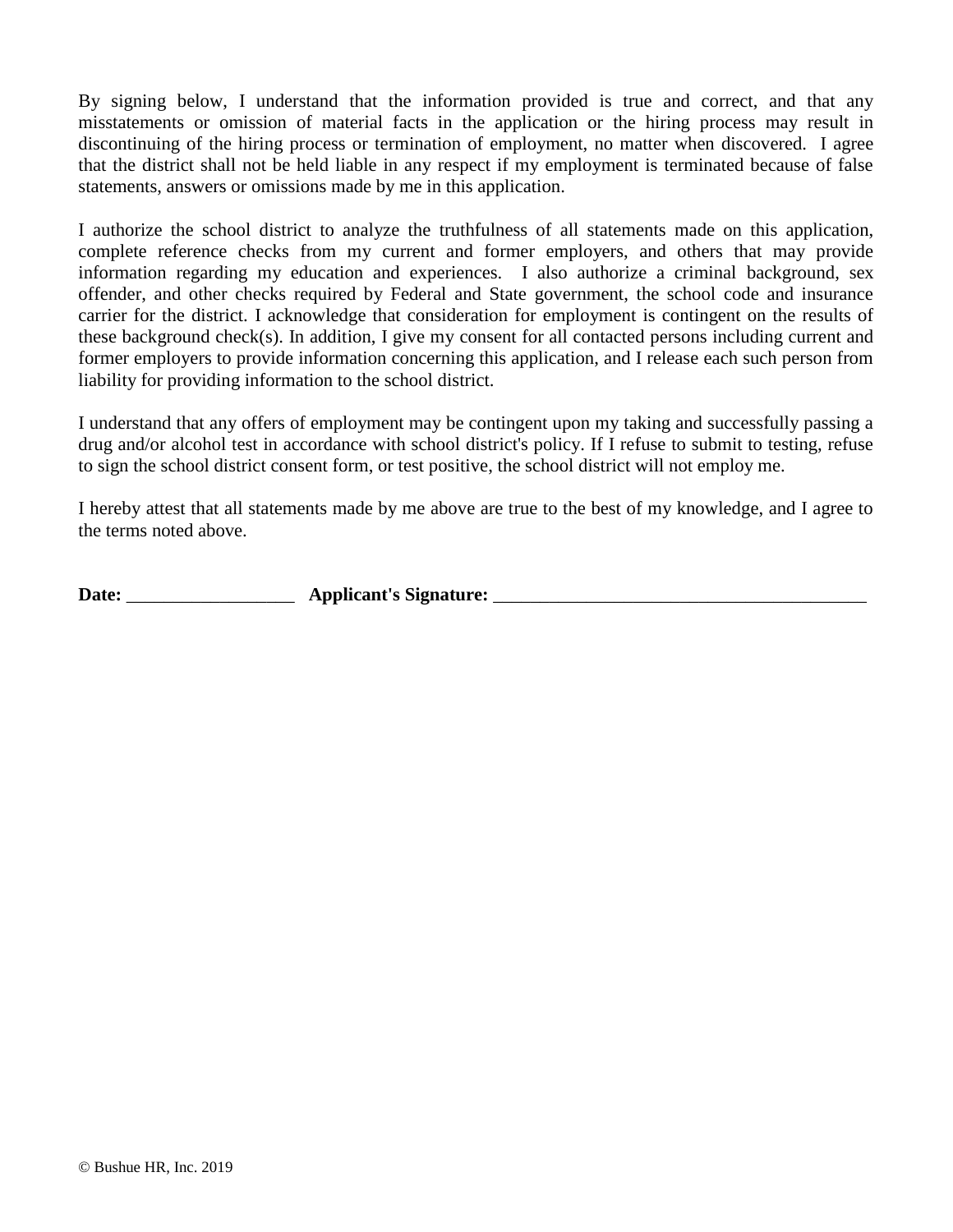By signing below, I understand that the information provided is true and correct, and that any misstatements or omission of material facts in the application or the hiring process may result in discontinuing of the hiring process or termination of employment, no matter when discovered. I agree that the district shall not be held liable in any respect if my employment is terminated because of false statements, answers or omissions made by me in this application.

I authorize the school district to analyze the truthfulness of all statements made on this application, complete reference checks from my current and former employers, and others that may provide information regarding my education and experiences. I also authorize a criminal background, sex offender, and other checks required by Federal and State government, the school code and insurance carrier for the district. I acknowledge that consideration for employment is contingent on the results of these background check(s). In addition, I give my consent for all contacted persons including current and former employers to provide information concerning this application, and I release each such person from liability for providing information to the school district.

I understand that any offers of employment may be contingent upon my taking and successfully passing a drug and/or alcohol test in accordance with school district's policy. If I refuse to submit to testing, refuse to sign the school district consent form, or test positive, the school district will not employ me.

I hereby attest that all statements made by me above are true to the best of my knowledge, and I agree to the terms noted above.

**Date:** __________________ **Applicant's Signature:** ________________________________________

© Bushue HR, Inc. 2019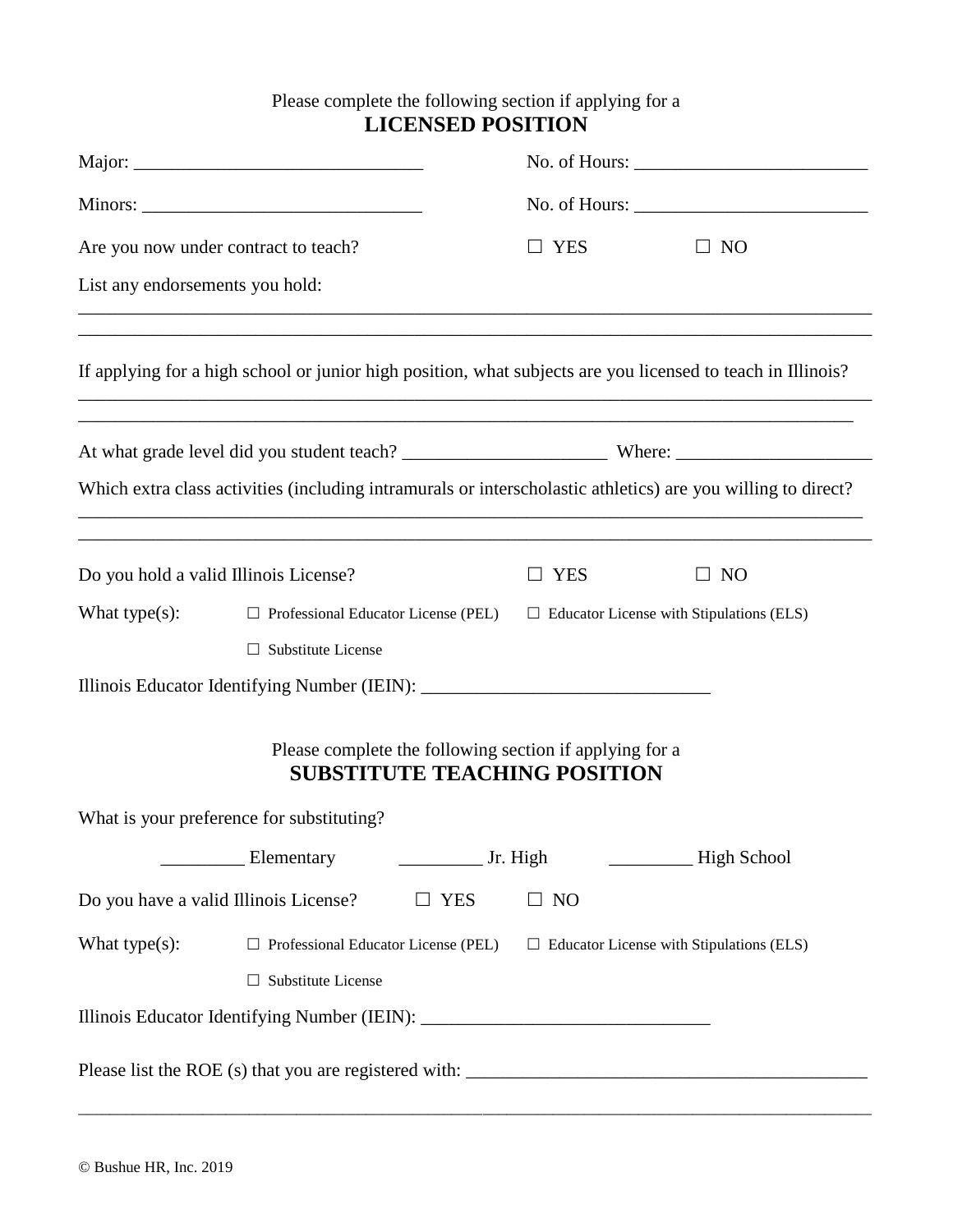Please complete the following section if applying for a

## LICENSED POSITION

Major: ______________________________ No. of Hours: ________________________

Minors: ______________________________ No. of Hours: ________________________

Are you now under contract to teach? ☐ YES ☐ NO

List any endorsements you hold:

_______________________________________________________________________________

_______________________________________________________________________________

If applying for a high school or junior high position, what subjects are you licensed to teach in Illinois?

_______________________________________________________________________________

_______________________________________________________________________________

At what grade level did you student teach? _____________________ Where: ____________________

Which extra class activities (including intramurals or interscholastic athletics) are you willing to direct?

_______________________________________________________________________________

_______________________________________________________________________________

Do you hold a valid Illinois License? ☐ YES ☐ NO

What type(s): ☐ Professional Educator License (PEL) ☐ Educator License with Stipulations (ELS)

☐ Substitute License

Illinois Educator Identifying Number (IEIN): ______________________________

Please complete the following section if applying for a

## SUBSTITUTE TEACHING POSITION

What is your preference for substituting?

_________ Elementary _________ Jr. High _________ High School

Do you have a valid Illinois License? ☐ YES ☐ NO

What type(s): ☐ Professional Educator License (PEL) ☐ Educator License with Stipulations (ELS)

☐ Substitute License

Illinois Educator Identifying Number (IEIN): ______________________________

Please list the ROE (s) that you are registered with: ___________________________________________

_______________________________________________________________________________

© Bushue HR, Inc. 2019